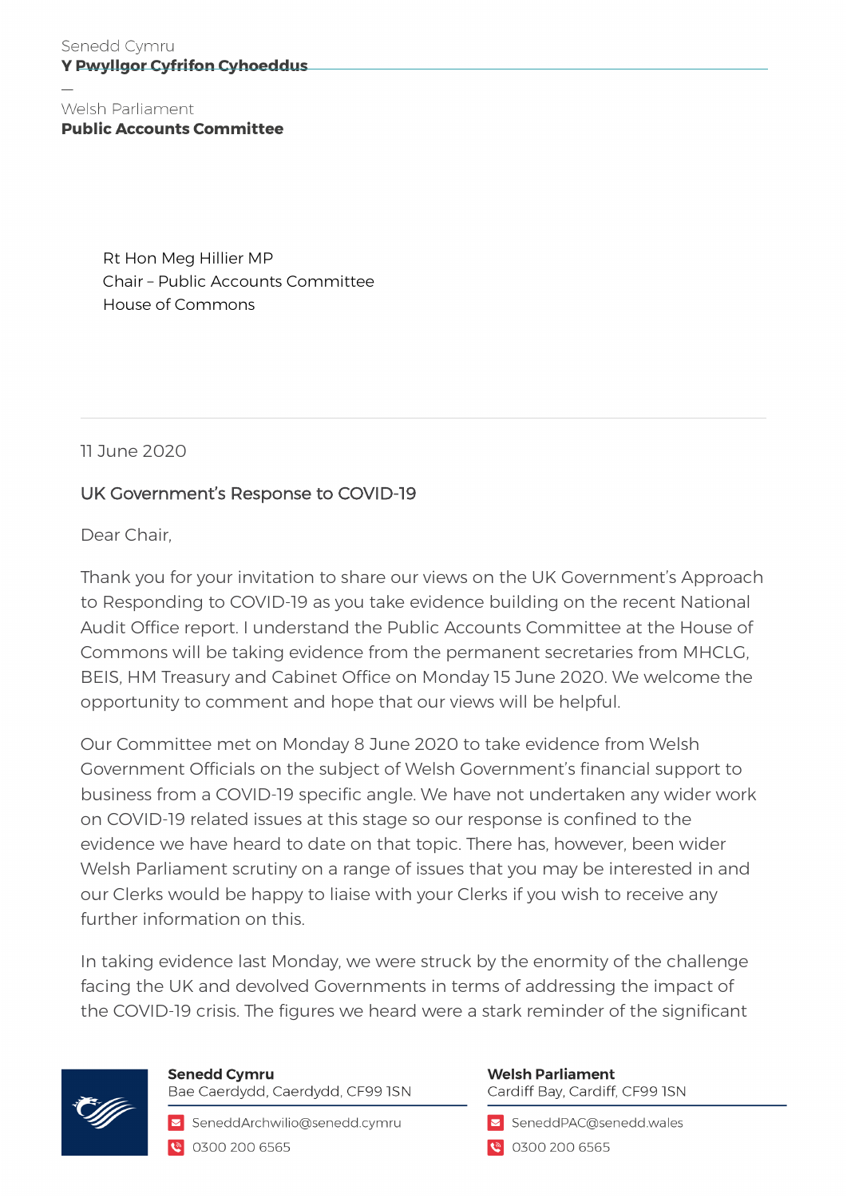Senedd Cymru
**Y Pwyllgor Cyfrifon Cyhoeddus**

—

Welsh Parliament
**Public Accounts Committee**

Rt Hon Meg Hillier MP
Chair – Public Accounts Committee
House of Commons

11 June 2020

UK Government's Response to COVID-19

Dear Chair,

Thank you for your invitation to share our views on the UK Government's Approach to Responding to COVID-19 as you take evidence building on the recent National Audit Office report. I understand the Public Accounts Committee at the House of Commons will be taking evidence from the permanent secretaries from MHCLG, BEIS, HM Treasury and Cabinet Office on Monday 15 June 2020. We welcome the opportunity to comment and hope that our views will be helpful.

Our Committee met on Monday 8 June 2020 to take evidence from Welsh Government Officials on the subject of Welsh Government's financial support to business from a COVID-19 specific angle. We have not undertaken any wider work on COVID-19 related issues at this stage so our response is confined to the evidence we have heard to date on that topic. There has, however, been wider Welsh Parliament scrutiny on a range of issues that you may be interested in and our Clerks would be happy to liaise with your Clerks if you wish to receive any further information on this.

In taking evidence last Monday, we were struck by the enormity of the challenge facing the UK and devolved Governments in terms of addressing the impact of the COVID-19 crisis. The figures we heard were a stark reminder of the significant

**Senedd Cymru**
Bae Caerdydd, Caerdydd, CF99 1SN
SeneddArchwilio@senedd.cymru
0300 200 6565

**Welsh Parliament**
Cardiff Bay, Cardiff, CF99 1SN
SeneddPAC@senedd.wales
0300 200 6565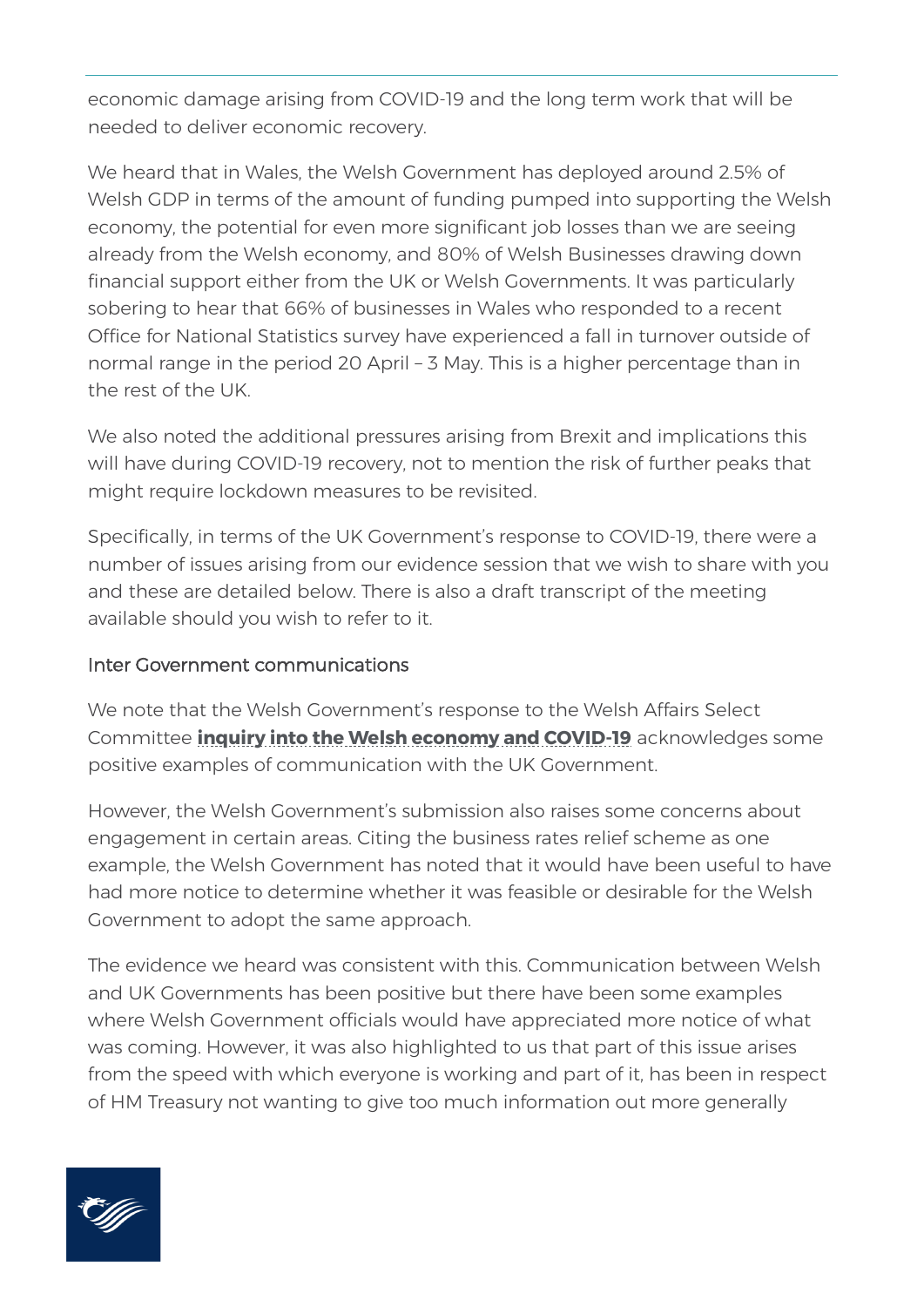economic damage arising from COVID-19 and the long term work that will be needed to deliver economic recovery.

We heard that in Wales, the Welsh Government has deployed around 2.5% of Welsh GDP in terms of the amount of funding pumped into supporting the Welsh economy, the potential for even more significant job losses than we are seeing already from the Welsh economy, and 80% of Welsh Businesses drawing down financial support either from the UK or Welsh Governments. It was particularly sobering to hear that 66% of businesses in Wales who responded to a recent Office for National Statistics survey have experienced a fall in turnover outside of normal range in the period 20 April – 3 May. This is a higher percentage than in the rest of the UK.

We also noted the additional pressures arising from Brexit and implications this will have during COVID-19 recovery, not to mention the risk of further peaks that might require lockdown measures to be revisited.

Specifically, in terms of the UK Government's response to COVID-19, there were a number of issues arising from our evidence session that we wish to share with you and these are detailed below. There is also a draft transcript of the meeting available should you wish to refer to it.

### Inter Government communications

We note that the Welsh Government's response to the Welsh Affairs Select Committee **inquiry into the Welsh economy and COVID-19** acknowledges some positive examples of communication with the UK Government.

However, the Welsh Government's submission also raises some concerns about engagement in certain areas. Citing the business rates relief scheme as one example, the Welsh Government has noted that it would have been useful to have had more notice to determine whether it was feasible or desirable for the Welsh Government to adopt the same approach.

The evidence we heard was consistent with this. Communication between Welsh and UK Governments has been positive but there have been some examples where Welsh Government officials would have appreciated more notice of what was coming. However, it was also highlighted to us that part of this issue arises from the speed with which everyone is working and part of it, has been in respect of HM Treasury not wanting to give too much information out more generally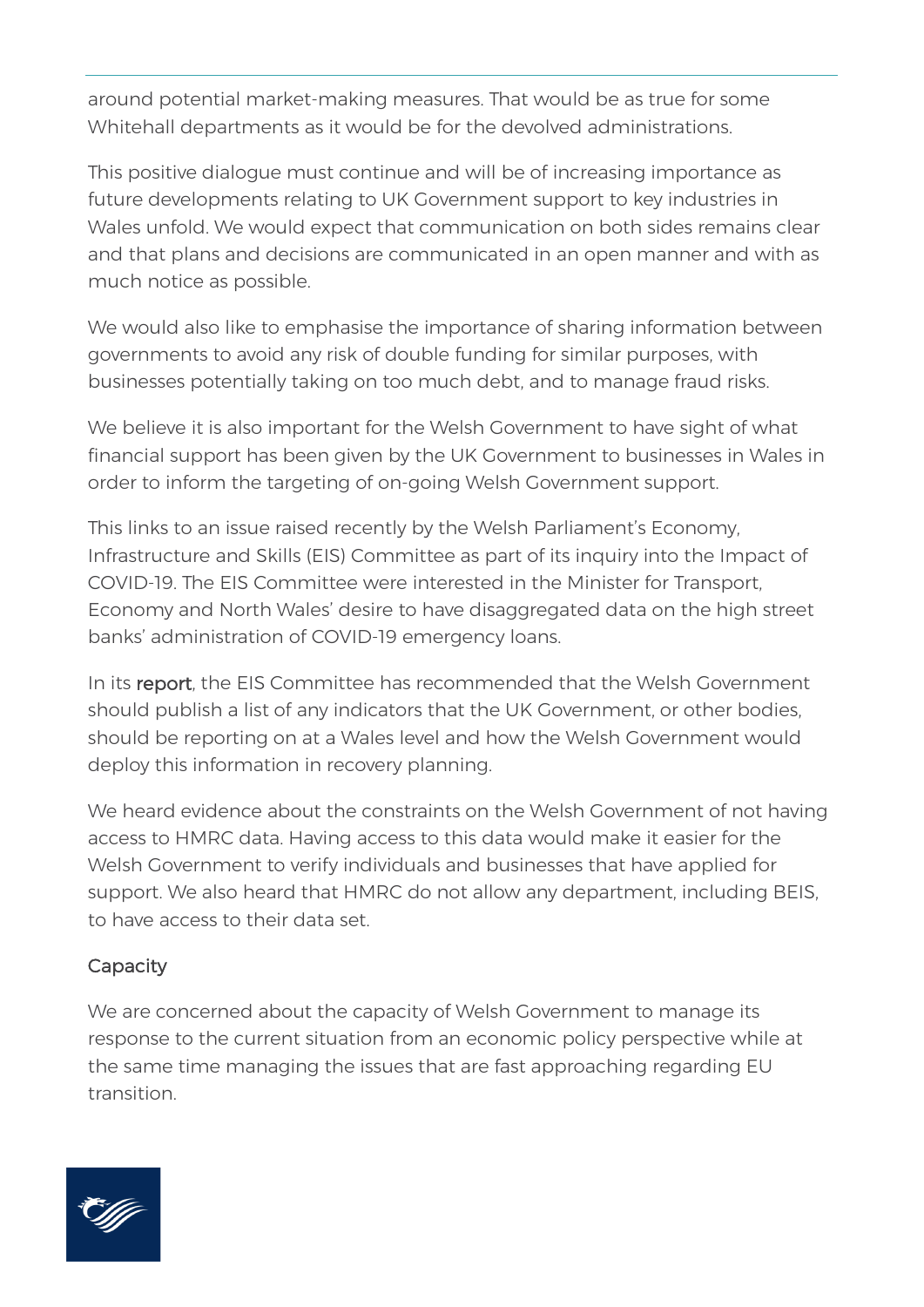around potential market-making measures. That would be as true for some Whitehall departments as it would be for the devolved administrations.

This positive dialogue must continue and will be of increasing importance as future developments relating to UK Government support to key industries in Wales unfold. We would expect that communication on both sides remains clear and that plans and decisions are communicated in an open manner and with as much notice as possible.

We would also like to emphasise the importance of sharing information between governments to avoid any risk of double funding for similar purposes, with businesses potentially taking on too much debt, and to manage fraud risks.

We believe it is also important for the Welsh Government to have sight of what financial support has been given by the UK Government to businesses in Wales in order to inform the targeting of on-going Welsh Government support.

This links to an issue raised recently by the Welsh Parliament's Economy, Infrastructure and Skills (EIS) Committee as part of its inquiry into the Impact of COVID-19. The EIS Committee were interested in the Minister for Transport, Economy and North Wales' desire to have disaggregated data on the high street banks' administration of COVID-19 emergency loans.

In its report, the EIS Committee has recommended that the Welsh Government should publish a list of any indicators that the UK Government, or other bodies, should be reporting on at a Wales level and how the Welsh Government would deploy this information in recovery planning.

We heard evidence about the constraints on the Welsh Government of not having access to HMRC data. Having access to this data would make it easier for the Welsh Government to verify individuals and businesses that have applied for support. We also heard that HMRC do not allow any department, including BEIS, to have access to their data set.

## Capacity

We are concerned about the capacity of Welsh Government to manage its response to the current situation from an economic policy perspective while at the same time managing the issues that are fast approaching regarding EU transition.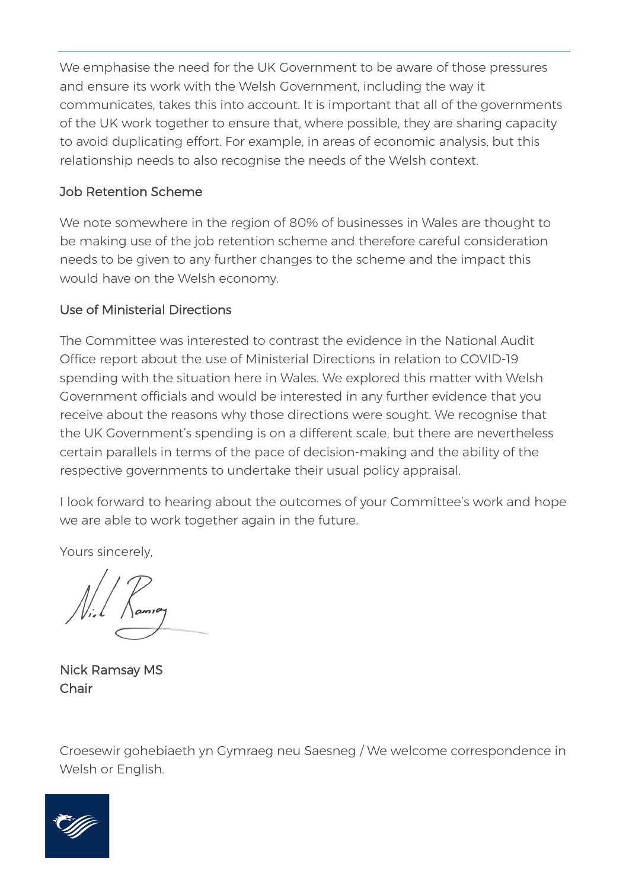We emphasise the need for the UK Government to be aware of those pressures and ensure its work with the Welsh Government, including the way it communicates, takes this into account. It is important that all of the governments of the UK work together to ensure that, where possible, they are sharing capacity to avoid duplicating effort. For example, in areas of economic analysis, but this relationship needs to also recognise the needs of the Welsh context.

### Job Retention Scheme

We note somewhere in the region of 80% of businesses in Wales are thought to be making use of the job retention scheme and therefore careful consideration needs to be given to any further changes to the scheme and the impact this would have on the Welsh economy.

### Use of Ministerial Directions

The Committee was interested to contrast the evidence in the National Audit Office report about the use of Ministerial Directions in relation to COVID-19 spending with the situation here in Wales. We explored this matter with Welsh Government officials and would be interested in any further evidence that you receive about the reasons why those directions were sought. We recognise that the UK Government's spending is on a different scale, but there are nevertheless certain parallels in terms of the pace of decision-making and the ability of the respective governments to undertake their usual policy appraisal.

I look forward to hearing about the outcomes of your Committee's work and hope we are able to work together again in the future.

Yours sincerely,

Nick Ramsay MS
Chair

Croesewir gohebiaeth yn Gymraeg neu Saesneg / We welcome correspondence in Welsh or English.